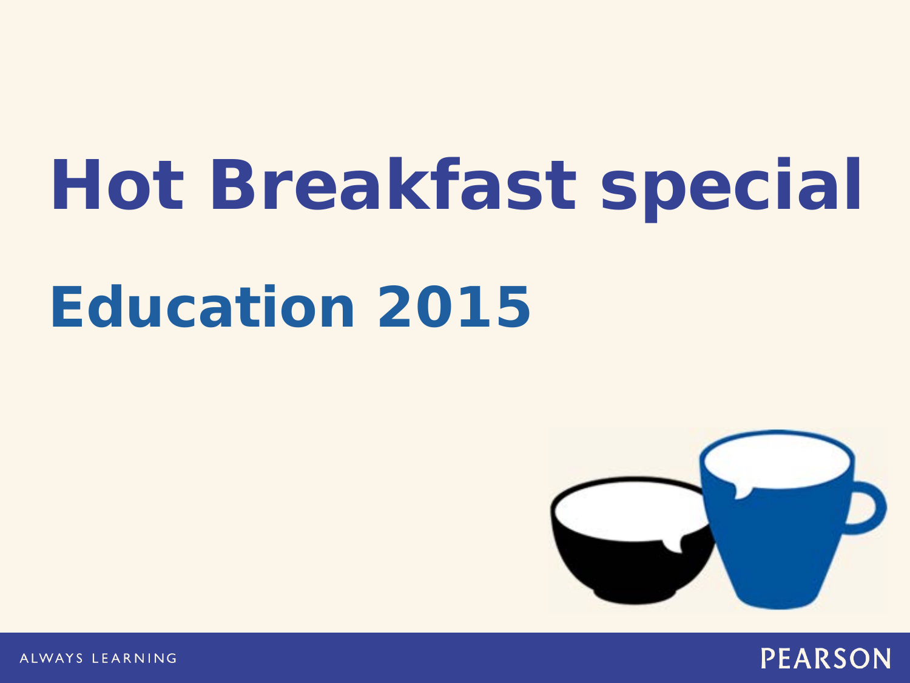# Hot Breakfast special

## Education 2015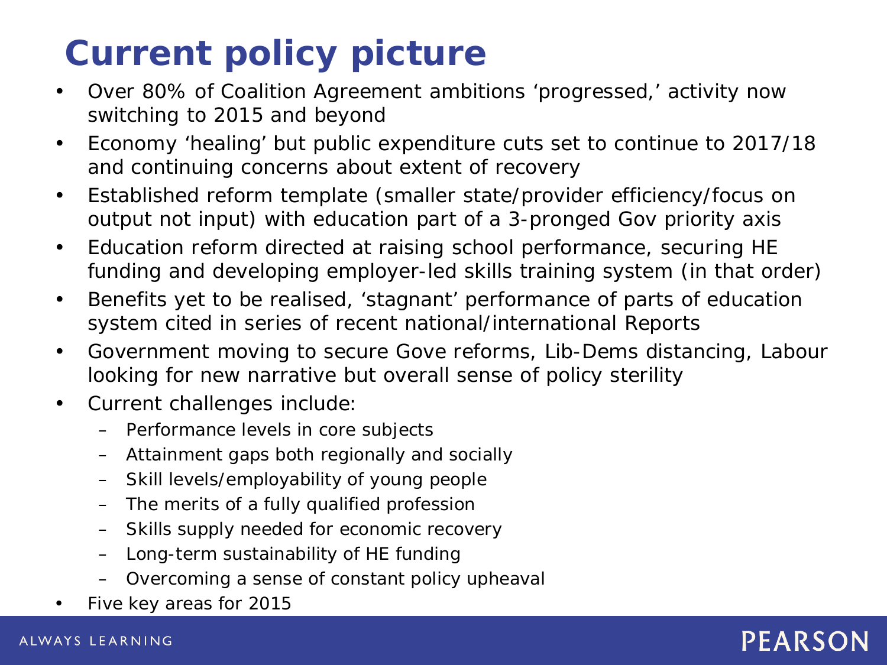# Current policy picture

- Over 80% of Coalition Agreement ambitions 'progressed,' activity now switching to 2015 and beyond
- Economy 'healing' but public expenditure cuts set to continue to 2017/18 and continuing concerns about extent of recovery
- Established reform template (smaller state/provider efficiency/focus on output not input) with education part of a 3-pronged Gov priority axis
- Education reform directed at raising school performance, securing HE funding and developing employer-led skills training system (in that order)
- Benefits yet to be realised, 'stagnant' performance of parts of education system cited in series of recent national/international Reports
- Government moving to secure Gove reforms, Lib-Dems distancing, Labour looking for new narrative but overall sense of policy sterility
- Current challenges include:
  - Performance levels in core subjects
  - Attainment gaps both regionally and socially
  - Skill levels/employability of young people
  - The merits of a fully qualified profession
  - Skills supply needed for economic recovery
  - Long-term sustainability of HE funding
  - Overcoming a sense of constant policy upheaval
- Five key areas for 2015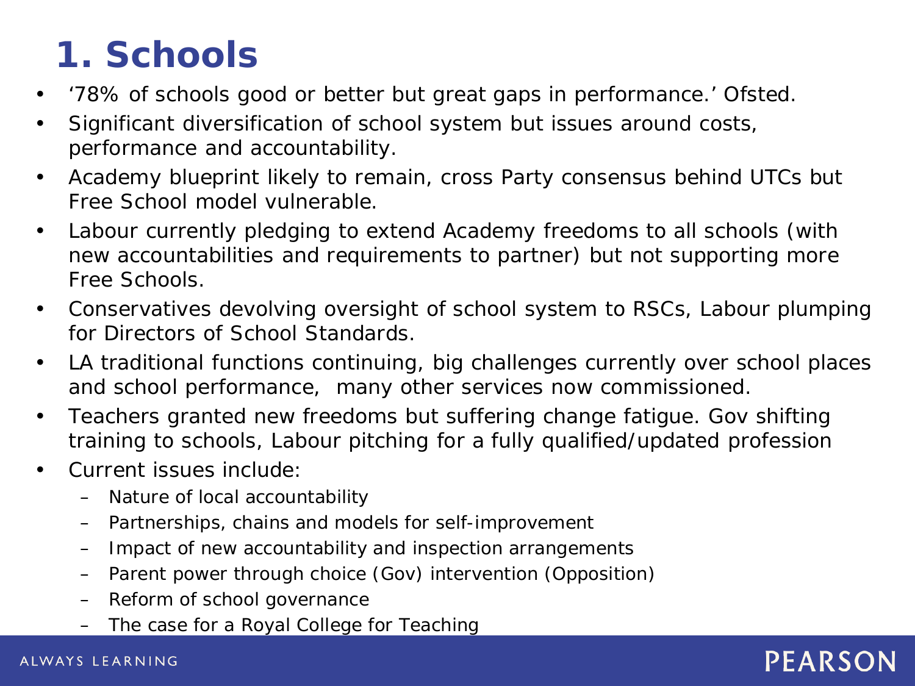# 1. Schools

- '78% of schools good or better but great gaps in performance.' Ofsted.
- Significant diversification of school system but issues around costs, performance and accountability.
- Academy blueprint likely to remain, cross Party consensus behind UTCs but Free School model vulnerable.
- Labour currently pledging to extend Academy freedoms to all schools (with new accountabilities and requirements to partner) but not supporting more Free Schools.
- Conservatives devolving oversight of school system to RSCs, Labour plumping for Directors of School Standards.
- LA traditional functions continuing, big challenges currently over school places and school performance, many other services now commissioned.
- Teachers granted new freedoms but suffering change fatigue. Gov shifting training to schools, Labour pitching for a fully qualified/updated profession
- Current issues include:
  - Nature of local accountability
  - Partnerships, chains and models for self-improvement
  - Impact of new accountability and inspection arrangements
  - Parent power through choice (Gov) intervention (Opposition)
  - Reform of school governance
  - The case for a Royal College for Teaching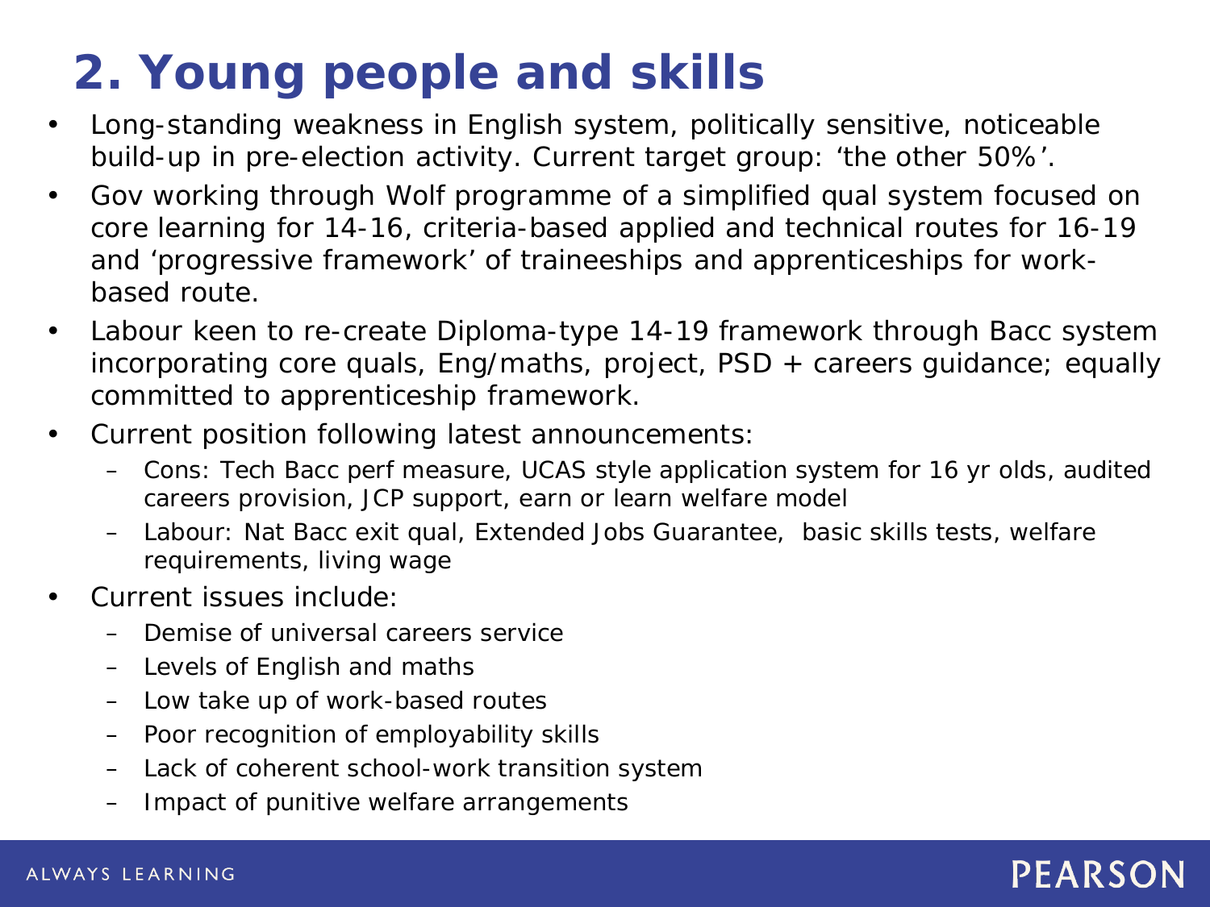# 2. Young people and skills

- Long-standing weakness in English system, politically sensitive, noticeable build-up in pre-election activity. Current target group: 'the other 50%'.
- Gov working through Wolf programme of a simplified qual system focused on core learning for 14-16, criteria-based applied and technical routes for 16-19 and 'progressive framework' of traineeships and apprenticeships for work-based route.
- Labour keen to re-create Diploma-type 14-19 framework through Bacc system incorporating core quals, Eng/maths, project, PSD + careers guidance; equally committed to apprenticeship framework.
- Current position following latest announcements:
  - Cons: Tech Bacc perf measure, UCAS style application system for 16 yr olds, audited careers provision, JCP support, earn or learn welfare model
  - Labour: Nat Bacc exit qual, Extended Jobs Guarantee, basic skills tests, welfare requirements, living wage
- Current issues include:
  - Demise of universal careers service
  - Levels of English and maths
  - Low take up of work-based routes
  - Poor recognition of employability skills
  - Lack of coherent school-work transition system
  - Impact of punitive welfare arrangements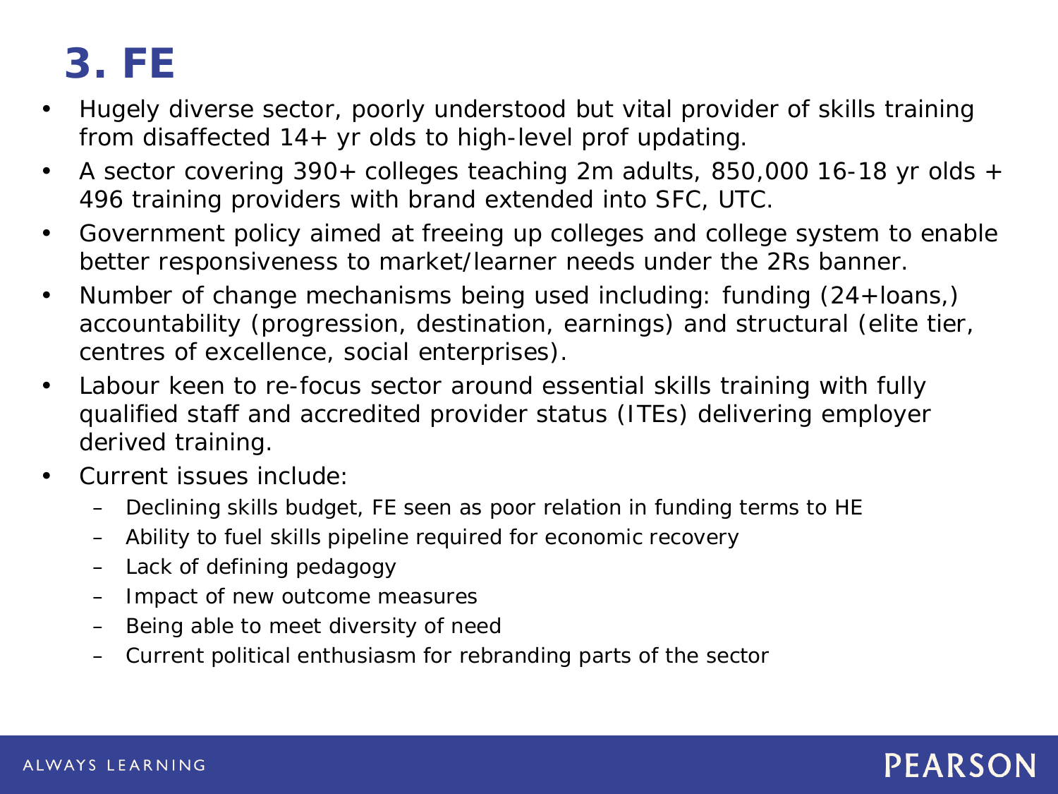# 3. FE

- Hugely diverse sector, poorly understood but vital provider of skills training from disaffected 14+ yr olds to high-level prof updating.
- A sector covering 390+ colleges teaching 2m adults, 850,000 16-18 yr olds + 496 training providers with brand extended into SFC, UTC.
- Government policy aimed at freeing up colleges and college system to enable better responsiveness to market/learner needs under the 2Rs banner.
- Number of change mechanisms being used including: funding (24+loans,) accountability (progression, destination, earnings) and structural (elite tier, centres of excellence, social enterprises).
- Labour keen to re-focus sector around essential skills training with fully qualified staff and accredited provider status (ITEs) delivering employer derived training.
- Current issues include:
  - Declining skills budget, FE seen as poor relation in funding terms to HE
  - Ability to fuel skills pipeline required for economic recovery
  - Lack of defining pedagogy
  - Impact of new outcome measures
  - Being able to meet diversity of need
  - Current political enthusiasm for rebranding parts of the sector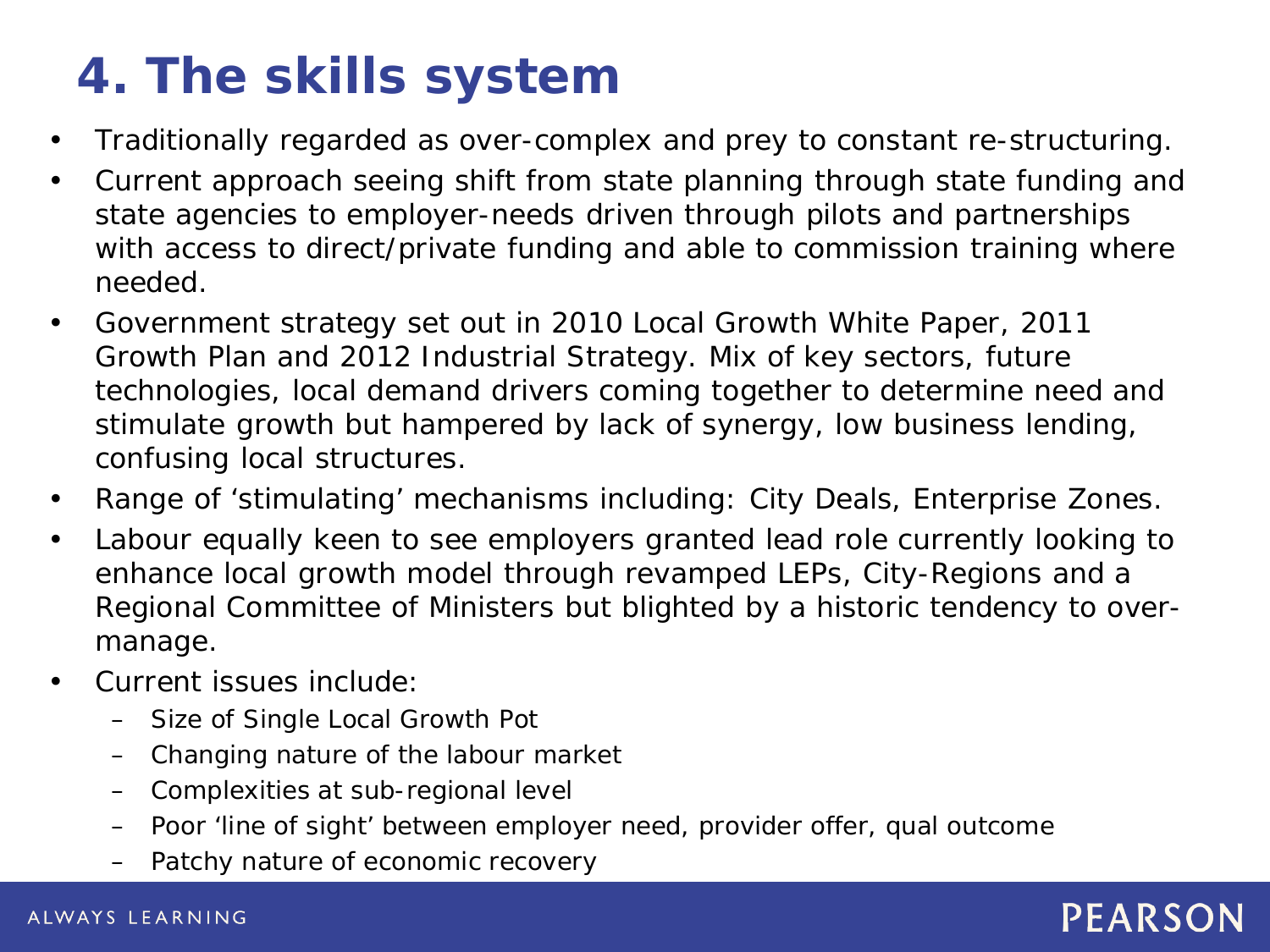# 4. The skills system

- Traditionally regarded as over-complex and prey to constant re-structuring.
- Current approach seeing shift from state planning through state funding and state agencies to employer-needs driven through pilots and partnerships with access to direct/private funding and able to commission training where needed.
- Government strategy set out in 2010 Local Growth White Paper, 2011 Growth Plan and 2012 Industrial Strategy. Mix of key sectors, future technologies, local demand drivers coming together to determine need and stimulate growth but hampered by lack of synergy, low business lending, confusing local structures.
- Range of 'stimulating' mechanisms including: City Deals, Enterprise Zones.
- Labour equally keen to see employers granted lead role currently looking to enhance local growth model through revamped LEPs, City-Regions and a Regional Committee of Ministers but blighted by a historic tendency to over-manage.
- Current issues include:
  - Size of Single Local Growth Pot
  - Changing nature of the labour market
  - Complexities at sub-regional level
  - Poor 'line of sight' between employer need, provider offer, qual outcome
  - Patchy nature of economic recovery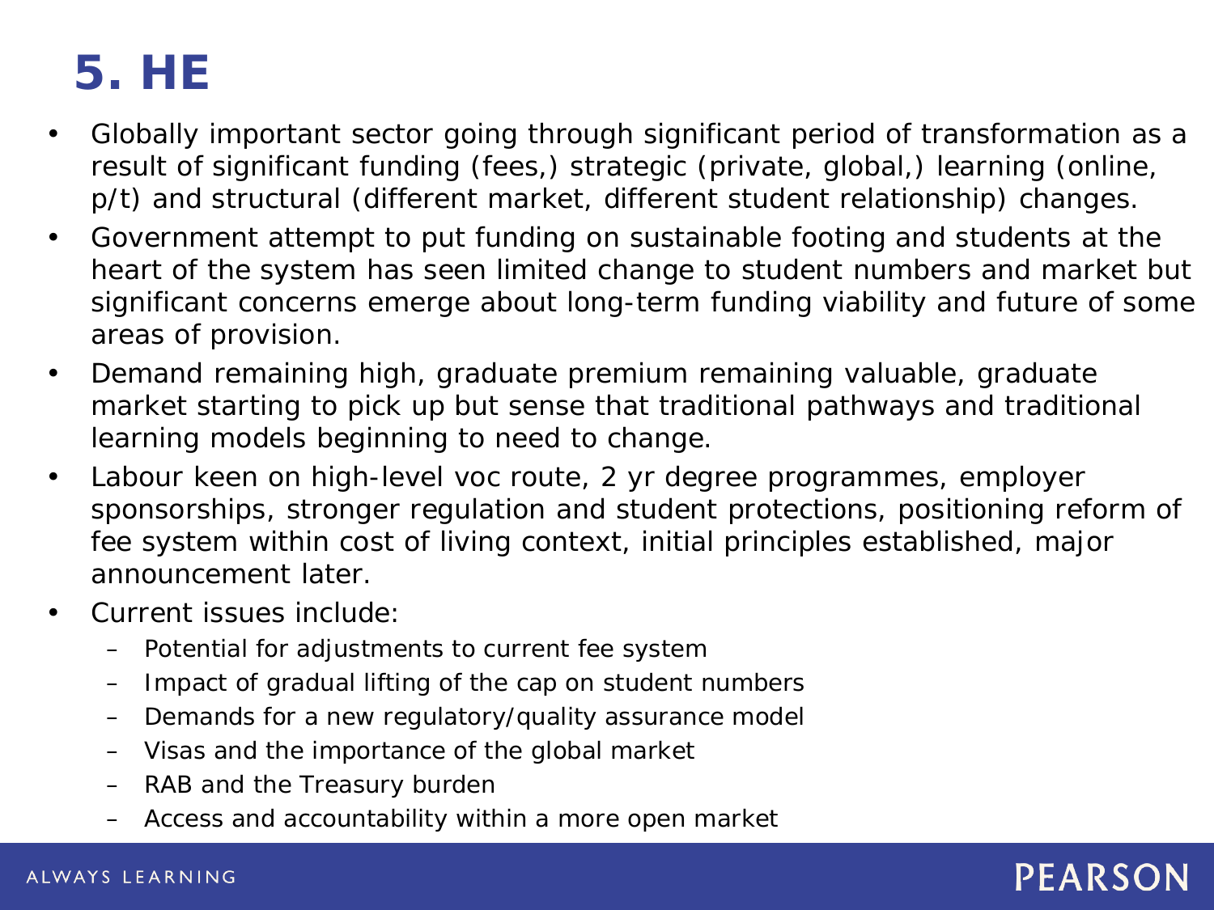# 5. HE

- Globally important sector going through significant period of transformation as a result of significant funding (fees,) strategic (private, global,) learning (online, p/t) and structural (different market, different student relationship) changes.
- Government attempt to put funding on sustainable footing and students at the heart of the system has seen limited change to student numbers and market but significant concerns emerge about long-term funding viability and future of some areas of provision.
- Demand remaining high, graduate premium remaining valuable, graduate market starting to pick up but sense that traditional pathways and traditional learning models beginning to need to change.
- Labour keen on high-level voc route, 2 yr degree programmes, employer sponsorships, stronger regulation and student protections, positioning reform of fee system within cost of living context, initial principles established, major announcement later.
- Current issues include:
  - Potential for adjustments to current fee system
  - Impact of gradual lifting of the cap on student numbers
  - Demands for a new regulatory/quality assurance model
  - Visas and the importance of the global market
  - RAB and the Treasury burden
  - Access and accountability within a more open market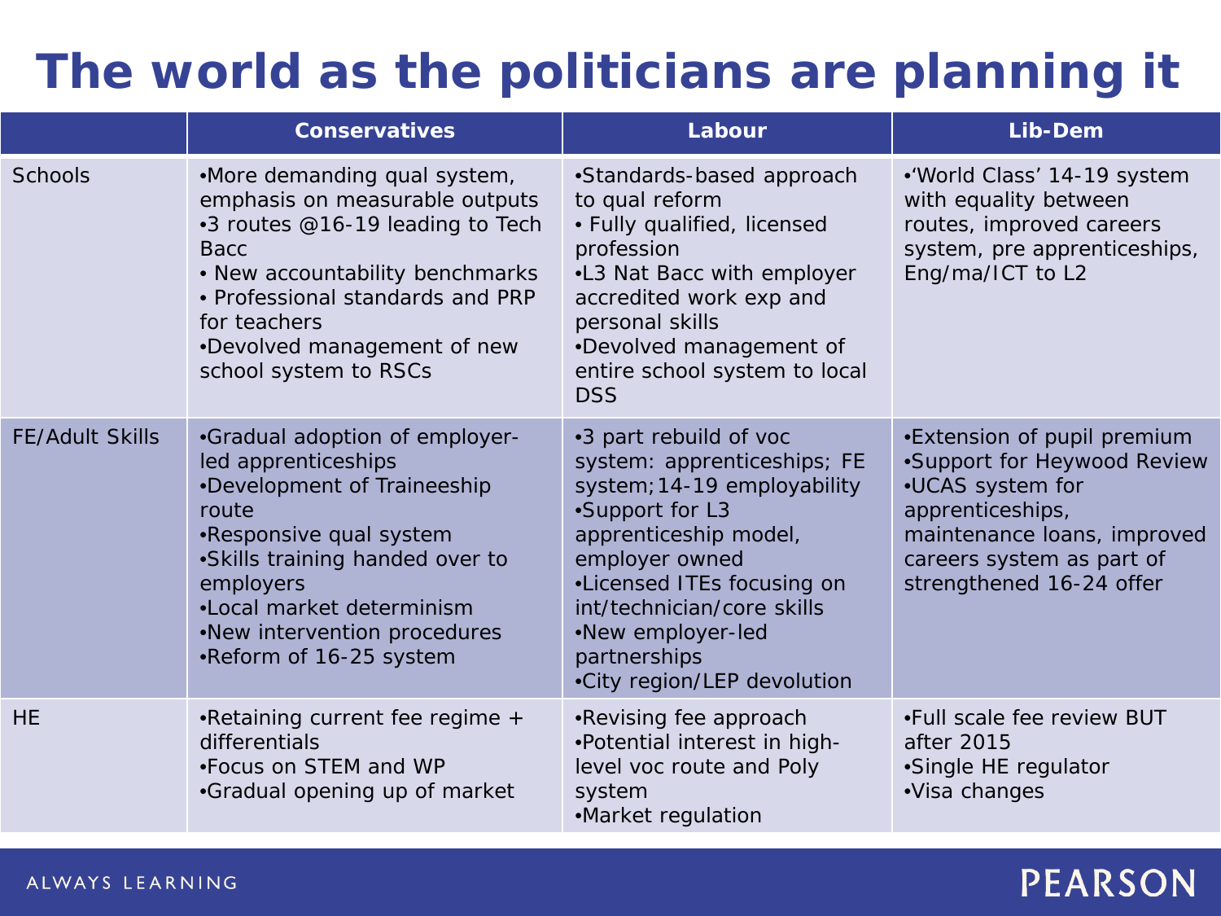# The world as the politicians are planning it

| | Conservatives | Labour | Lib-Dem |
|---|---|---|---|
| Schools | •More demanding qual system, emphasis on measurable outputs<br>•3 routes @16-19 leading to Tech Bacc<br>• New accountability benchmarks<br>• Professional standards and PRP for teachers<br>•Devolved management of new school system to RSCs | •Standards-based approach to qual reform<br>• Fully qualified, licensed profession<br>•L3 Nat Bacc with employer accredited work exp and personal skills<br>•Devolved management of entire school system to local DSS | •'World Class' 14-19 system with equality between routes, improved careers system, pre apprenticeships, Eng/ma/ICT to L2 |
| FE/Adult Skills | •Gradual adoption of employer-led apprenticeships<br>•Development of Traineeship route<br>•Responsive qual system<br>•Skills training handed over to employers<br>•Local market determinism<br>•New intervention procedures<br>•Reform of 16-25 system | •3 part rebuild of voc system: apprenticeships; FE system;14-19 employability<br>•Support for L3 apprenticeship model, employer owned<br>•Licensed ITEs focusing on int/technician/core skills<br>•New employer-led partnerships<br>•City region/LEP devolution | •Extension of pupil premium<br>•Support for Heywood Review<br>•UCAS system for apprenticeships, maintenance loans, improved careers system as part of strengthened 16-24 offer |
| HE | •Retaining current fee regime + differentials<br>•Focus on STEM and WP<br>•Gradual opening up of market | •Revising fee approach<br>•Potential interest in high-level voc route and Poly system<br>•Market regulation | •Full scale fee review BUT after 2015<br>•Single HE regulator<br>•Visa changes |

ALWAYS LEARNING

PEARSON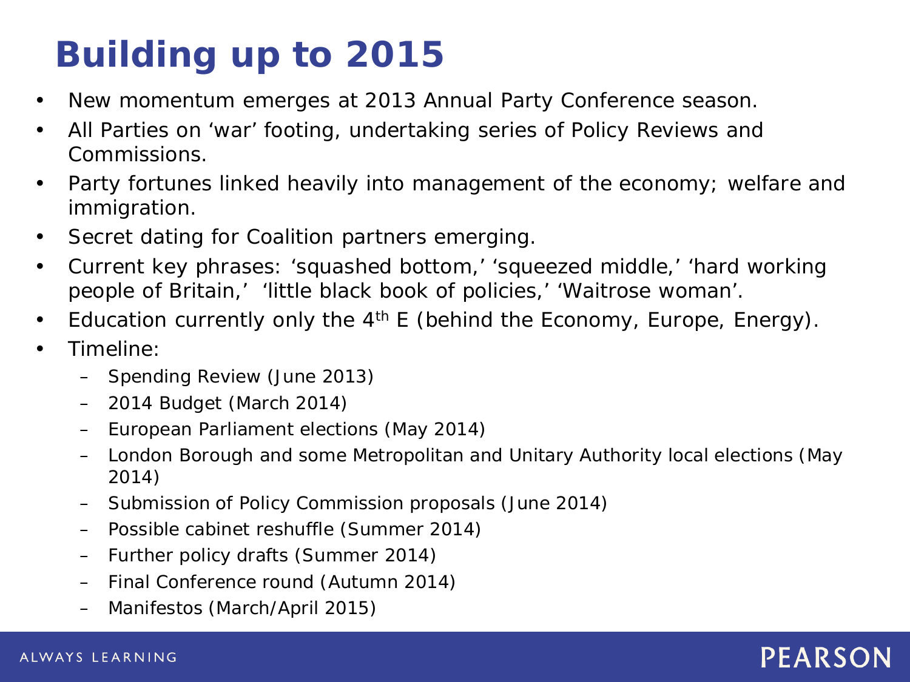# Building up to 2015

- New momentum emerges at 2013 Annual Party Conference season.
- All Parties on 'war' footing, undertaking series of Policy Reviews and Commissions.
- Party fortunes linked heavily into management of the economy; welfare and immigration.
- Secret dating for Coalition partners emerging.
- Current key phrases: 'squashed bottom,' 'squeezed middle,' 'hard working people of Britain,' 'little black book of policies,' 'Waitrose woman'.
- Education currently only the 4th E (behind the Economy, Europe, Energy).
- Timeline:
  - Spending Review (June 2013)
  - 2014 Budget (March 2014)
  - European Parliament elections (May 2014)
  - London Borough and some Metropolitan and Unitary Authority local elections (May 2014)
  - Submission of Policy Commission proposals (June 2014)
  - Possible cabinet reshuffle (Summer 2014)
  - Further policy drafts (Summer 2014)
  - Final Conference round (Autumn 2014)
  - Manifestos (March/April 2015)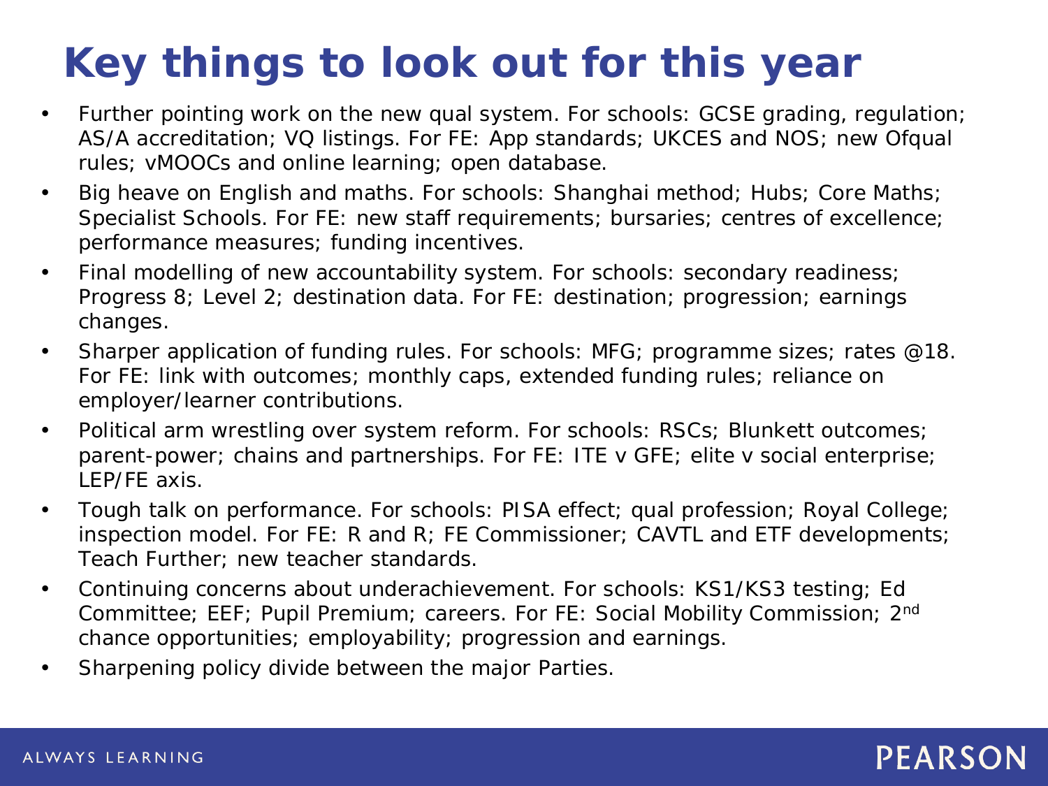# Key things to look out for this year

- Further pointing work on the new qual system. For schools: GCSE grading, regulation; AS/A accreditation; VQ listings. For FE: App standards; UKCES and NOS; new Ofqual rules; vMOOCs and online learning; open database.
- Big heave on English and maths. For schools: Shanghai method; Hubs; Core Maths; Specialist Schools. For FE: new staff requirements; bursaries; centres of excellence; performance measures; funding incentives.
- Final modelling of new accountability system. For schools: secondary readiness; Progress 8; Level 2; destination data. For FE: destination; progression; earnings changes.
- Sharper application of funding rules. For schools: MFG; programme sizes; rates @18. For FE: link with outcomes; monthly caps, extended funding rules; reliance on employer/learner contributions.
- Political arm wrestling over system reform. For schools: RSCs; Blunkett outcomes; parent-power; chains and partnerships. For FE: ITE v GFE; elite v social enterprise; LEP/FE axis.
- Tough talk on performance. For schools: PISA effect; qual profession; Royal College; inspection model. For FE: R and R; FE Commissioner; CAVTL and ETF developments; Teach Further; new teacher standards.
- Continuing concerns about underachievement. For schools: KS1/KS3 testing; Ed Committee; EEF; Pupil Premium; careers. For FE: Social Mobility Commission; 2nd chance opportunities; employability; progression and earnings.
- Sharpening policy divide between the major Parties.